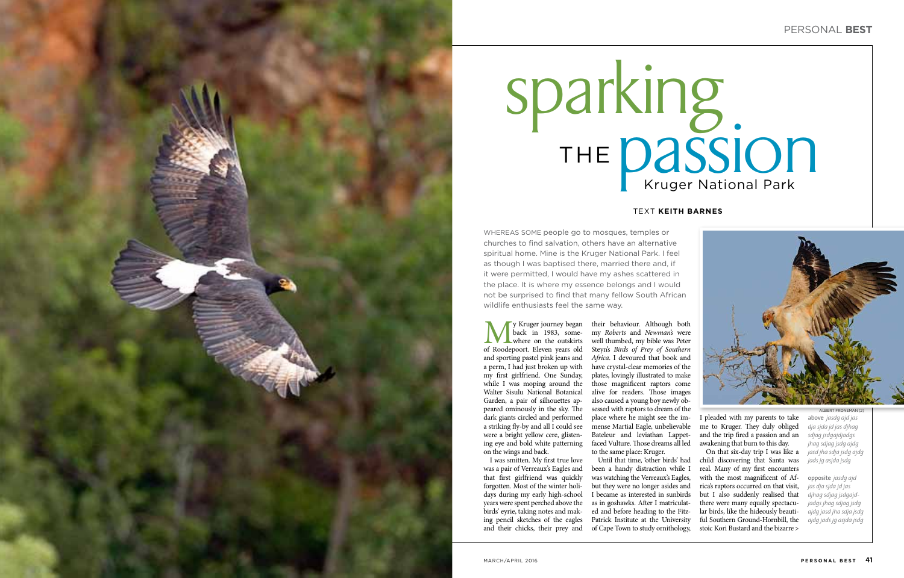# sparking THE passion

## Kruger National Park

TEXT **KEITH BARNES**

WHEREAS SOME people go to mosques, temples or churches to find salvation, others have an alternative spiritual home. Mine is the Kruger National Park. I feel as though I was baptised there, married there and, if it were permitted, I would have my ashes scattered in the place. It is where my essence belongs and I would not be surprised to find that many fellow South African wildlife enthusiasts feel the same way.

My Kruger journey began back in 1983, somewhere on the outskirts of Roodepoort. Eleven years old and sporting pastel pink jeans and a perm, I had just broken up with my first girlfriend. One Sunday, while I was moping around the Walter Sisulu National Botanical Garden, a pair of silhouettes appeared ominously in the sky. The dark giants circled and performed a striking fly-by and all I could see were a bright yellow cere, glistening eye and bold white patterning on the wings and back.

I was smitten. My first true love was a pair of Verreaux's Eagles and that first girlfriend was quickly forgotten. Most of the winter holidays during my early high-school years were spent perched above the birds' eyrie, taking notes and making pencil sketches of the eagles and their chicks, their prey and their behaviour. Although both my *Roberts* and *Newman's* were well thumbed, my bible was Peter Steyn's *Birds of Prey of Southern Africa*. I devoured that book and have crystal-clear memories of the plates, lovingly illustrated to make those magnificent raptors come alive for readers. Those images also caused a young boy newly obsessed with raptors to dream of the place where he might see the immense Martial Eagle, unbelievable Bateleur and leviathan Lappet-faced Vulture. Those dreams all led to the same place: Kruger.

Until that time, 'other birds' had been a handy distraction while I was watching the Verreaux's Eagles, but they were no longer asides and I became as interested in sunbirds as in goshawks. After I matriculated and before heading to the Fitz-Patrick Institute at the University of Cape Town to study ornithology, I pleaded with my parents to take me to Kruger. They duly obliged and the trip fired a passion and an awakening that burn to this day.

On that six-day trip I was like a child discovering that Santa was real. Many of my first encounters with the most magnificent of Africa's raptors occurred on that visit, but I also suddenly realised that there were many equally spectacular birds, like the hideously beautiful Southern Ground-Hornbill, the stoic Kori Bustard and the bizarre >

ALBERT FRONEMAN (2)

above *jasdg ajd jas dja sjda jd jas djhag sdjag jsdgajdjadgs jhag sdjag jsdg ajdg jasd jha sdja jsdg ajdg jads jg asjda jsdg*

opposite *jasdg ajd jas dja sjda jd jas djhag sdjag jsdgajdjadgs jhag sdjag jsdg ajdg jasd jha sdja jsdg ajdg jads jg asjda jsdg*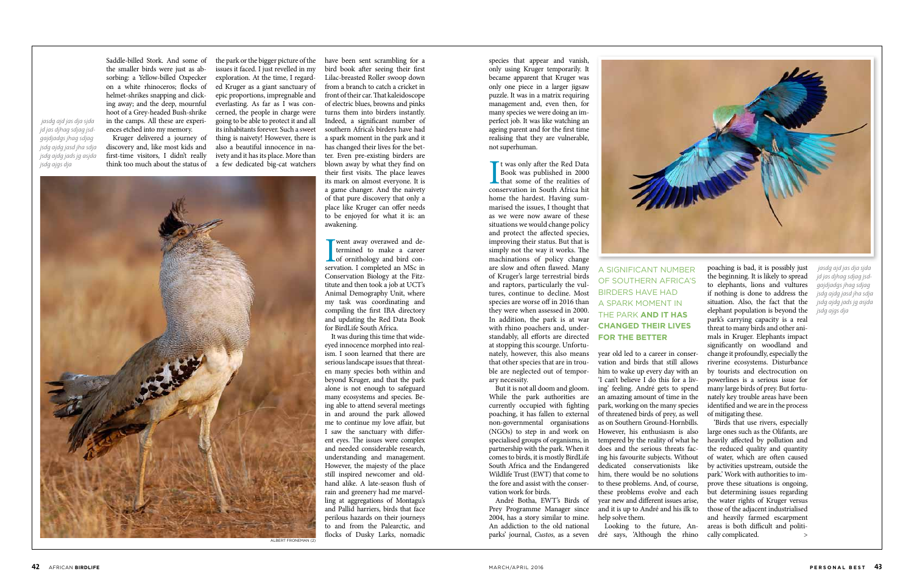Saddle-billed Stork. And some of the smaller birds were just as absorbing: a Yellow-billed Oxpecker on a white rhinoceros; flocks of helmet-shrikes snapping and clicking away; and the deep, mournful hoot of a Grey-headed Bush-shrike in the camps. All these are experiences etched into my memory.

Kruger delivered a journey of discovery and, like most kids and first-time visitors, I didn't really think too much about the status of the park or the bigger picture of the issues it faced. I just revelled in my exploration. At the time, I regarded Kruger as a giant sanctuary of epic proportions, impregnable and everlasting. As far as I was concerned, the people in charge were going to be able to protect it and all its inhabitants forever. Such a sweet thing is naivety! However, there is also a beautiful innocence in naivety and it has its place. More than a few dedicated big-cat watchers have been sent scrambling for a bird book after seeing their first Lilac-breasted Roller swoop down from a branch to catch a cricket in front of their car. That kaleidoscope of electric blues, browns and pinks turns them into birders instantly. Indeed, a significant number of southern Africa's birders have had a spark moment in the park and it has changed their lives for the better. Even pre-existing birders are blown away by what they find on their first visits. The place leaves its mark on almost everyone. It is a game changer. And the naivety of that pure discovery that only a place like Kruger can offer needs to be enjoyed for what it is: an awakening.

I went away overawed and determined to make a career of ornithology and bird conservation. I completed an MSc in Conservation Biology at the Fitztitute and then took a job at UCT's Animal Demography Unit, where my task was coordinating and compiling the first IBA directory and updating the Red Data Book for BirdLife South Africa.

It was during this time that wide-eyed innocence morphed into realism. I soon learned that there are serious landscape issues that threaten many species both within and beyond Kruger, and that the park alone is not enough to safeguard many ecosystems and species. Being able to attend several meetings in and around the park allowed me to continue my love affair, but I saw the sanctuary with different eyes. The issues were complex and needed considerable research, understanding and management. However, the majesty of the place still inspired newcomer and old-hand alike. A late-season flush of rain and greenery had me marvelling at aggregations of Montagu's and Pallid harriers, birds that face perilous hazards on their journeys to and from the Palearctic, and flocks of Dusky Larks, nomadic species that appear and vanish, only using Kruger temporarily. It became apparent that Kruger was only one piece in a larger jigsaw puzzle. It was in a matrix requiring management and, even then, for many species we were doing an imperfect job. It was like watching an ageing parent and for the first time realising that they are vulnerable, not superhuman.

ALBERT FRONEMAN (2)

It was only after the Red Data Book was published in 2000 that some of the realities of conservation in South Africa hit home the hardest. Having summarised the issues, I thought that as we were now aware of these situations we would change policy and protect the affected species, improving their status. But that is simply not the way it works. The machinations of policy change are slow and often flawed. Many of Kruger's large terrestrial birds and raptors, particularly the vultures, continue to decline. Most species are worse off in 2016 than they were when assessed in 2000. In addition, the park is at war with rhino poachers and, understandably, all efforts are directed at stopping this scourge. Unfortunately, however, this also means that other species that are in trouble are neglected out of temporary necessity.

But it is not all doom and gloom. While the park authorities are currently occupied with fighting poaching, it has fallen to external non-governmental organisations (NGOs) to step in and work on specialised groups of organisms, in partnership with the park. When it comes to birds, it is mostly BirdLife South Africa and the Endangered Wildlife Trust (EWT) that come to the fore and assist with the conservation work for birds.

André Botha, EWT's Birds of Prey Programme Manager since 2004, has a story similar to mine. An addiction to the old national parks' journal, *Custos*, as a seven year old led to a career in conservation and birds that still allows him to wake up every day with an 'I can't believe I do this for a living' feeling. André gets to spend an amazing amount of time in the park, working on the many species of threatened birds of prey, as well as on Southern Ground-Hornbills. However, his enthusiasm is also tempered by the reality of what he does and the serious threats facing his favourite subjects. Without dedicated conservationists like him, there would be no solutions to these problems. And, of course, these problems evolve and each year new and different issues arise, and it is up to André and his ilk to help solve them.

A SIGNIFICANT NUMBER OF SOUTHERN AFRICA'S BIRDERS HAVE HAD A SPARK MOMENT IN THE PARK **AND IT HAS CHANGED THEIR LIVES FOR THE BETTER**

Looking to the future, André says, 'Although the rhino poaching is bad, it is possibly just the beginning. It is likely to spread to elephants, lions and vultures if nothing is done to address the situation. Also, the fact that the elephant population is beyond the park's carrying capacity is a real threat to many birds and other animals in Kruger. Elephants impact significantly on woodland and change it profoundly, especially the riverine ecosystems. Disturbance by tourists and electrocution on powerlines is a serious issue for many large birds of prey. But fortunately key trouble areas have been identified and we are in the process of mitigating these.

'Birds that use rivers, especially large ones such as the Olifants, are heavily affected by pollution and the reduced quality and quantity of water, which are often caused by activities upstream, outside the park.' Work with authorities to improve these situations is ongoing, but determining issues regarding the water rights of Kruger versus those of the adjacent industrialised and heavily farmed escarpment areas is both difficult and politically complicated. >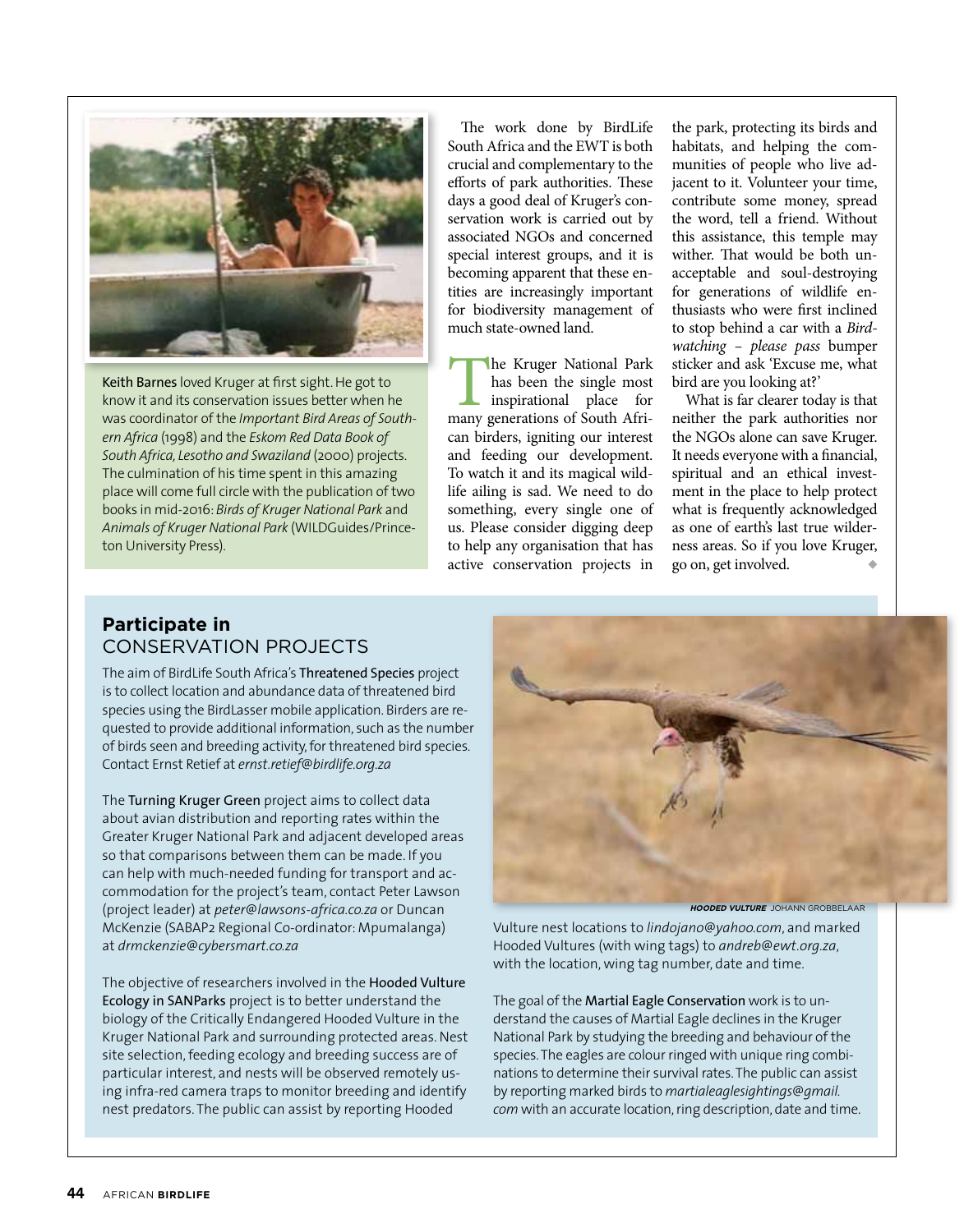Keith Barnes loved Kruger at first sight. He got to know it and its conservation issues better when he was coordinator of the *Important Bird Areas of Southern Africa* (1998) and the *Eskom Red Data Book of South Africa, Lesotho and Swaziland* (2000) projects. The culmination of his time spent in this amazing place will come full circle with the publication of two books in mid-2016: *Birds of Kruger National Park* and *Animals of Kruger National Park* (WILDGuides/Princeton University Press).

The work done by BirdLife South Africa and the EWT is both crucial and complementary to the efforts of park authorities. These days a good deal of Kruger's conservation work is carried out by associated NGOs and concerned special interest groups, and it is becoming apparent that these entities are increasingly important for biodiversity management of much state-owned land.

The Kruger National Park has been the single most inspirational place for many generations of South African birders, igniting our interest and feeding our development. To watch it and its magical wildlife ailing is sad. We need to do something, every single one of us. Please consider digging deep to help any organisation that has active conservation projects in the park, protecting its birds and habitats, and helping the communities of people who live adjacent to it. Volunteer your time, contribute some money, spread the word, tell a friend. Without this assistance, this temple may wither. That would be both unacceptable and soul-destroying for generations of wildlife enthusiasts who were first inclined to stop behind a car with a *Birdwatching – please pass* bumper sticker and ask 'Excuse me, what bird are you looking at?'

What is far clearer today is that neither the park authorities nor the NGOs alone can save Kruger. It needs everyone with a financial, spiritual and an ethical investment in the place to help protect what is frequently acknowledged as one of earth's last true wilderness areas. So if you love Kruger, go on, get involved. ◆

## Participate in CONSERVATION PROJECTS

The aim of BirdLife South Africa's **Threatened Species** project is to collect location and abundance data of threatened bird species using the BirdLasser mobile application. Birders are requested to provide additional information, such as the number of birds seen and breeding activity, for threatened bird species. Contact Ernst Retief at *ernst.retief@birdlife.org.za*

The **Turning Kruger Green** project aims to collect data about avian distribution and reporting rates within the Greater Kruger National Park and adjacent developed areas so that comparisons between them can be made. If you can help with much-needed funding for transport and accommodation for the project's team, contact Peter Lawson (project leader) at *peter@lawsons-africa.co.za* or Duncan McKenzie (SABAP2 Regional Co-ordinator: Mpumalanga) at *drmckenzie@cybersmart.co.za*

The objective of researchers involved in the **Hooded Vulture Ecology in SANParks** project is to better understand the biology of the Critically Endangered Hooded Vulture in the Kruger National Park and surrounding protected areas. Nest site selection, feeding ecology and breeding success are of particular interest, and nests will be observed remotely using infra-red camera traps to monitor breeding and identify nest predators. The public can assist by reporting Hooded Vulture nest locations to *lindojano@yahoo.com*, and marked Hooded Vultures (with wing tags) to *andreb@ewt.org.za*, with the location, wing tag number, date and time.

***HOODED VULTURE*** JOHANN GROBBELAAR

The goal of the **Martial Eagle Conservation** work is to understand the causes of Martial Eagle declines in the Kruger National Park by studying the breeding and behaviour of the species. The eagles are colour ringed with unique ring combinations to determine their survival rates. The public can assist by reporting marked birds to *martialeaglesightings@gmail.com* with an accurate location, ring description, date and time.